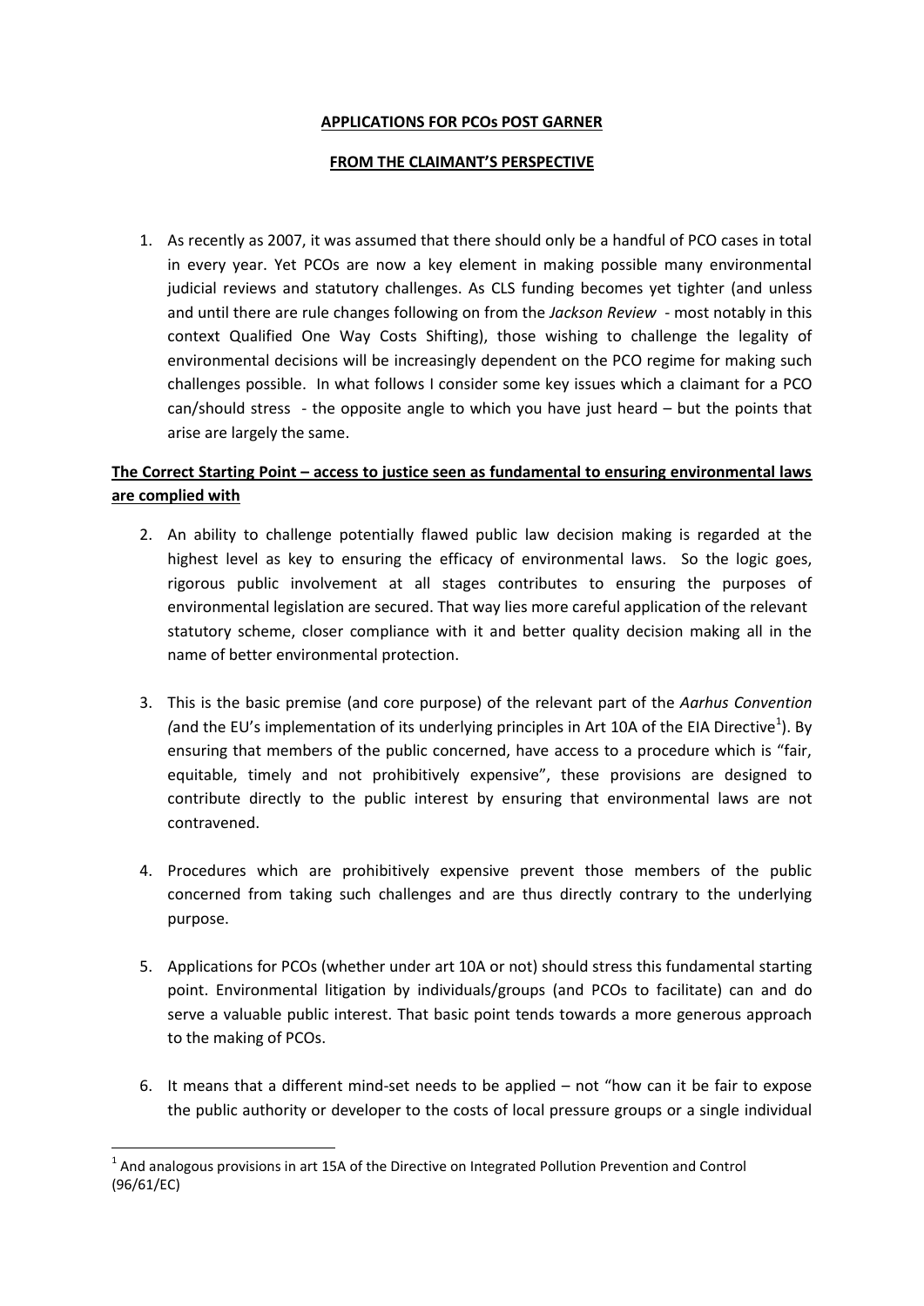**APPLICATIONS FOR PCOs POST GARNER**

**FROM THE CLAIMANT'S PERSPECTIVE**

1. As recently as 2007, it was assumed that there should only be a handful of PCO cases in total in every year. Yet PCOs are now a key element in making possible many environmental judicial reviews and statutory challenges. As CLS funding becomes yet tighter (and unless and until there are rule changes following on from the *Jackson Review* - most notably in this context Qualified One Way Costs Shifting), those wishing to challenge the legality of environmental decisions will be increasingly dependent on the PCO regime for making such challenges possible. In what follows I consider some key issues which a claimant for a PCO can/should stress - the opposite angle to which you have just heard – but the points that arise are largely the same.

**The Correct Starting Point – access to justice seen as fundamental to ensuring environmental laws are complied with**

2. An ability to challenge potentially flawed public law decision making is regarded at the highest level as key to ensuring the efficacy of environmental laws. So the logic goes, rigorous public involvement at all stages contributes to ensuring the purposes of environmental legislation are secured. That way lies more careful application of the relevant statutory scheme, closer compliance with it and better quality decision making all in the name of better environmental protection.

3. This is the basic premise (and core purpose) of the relevant part of the *Aarhus Convention (*and the EU's implementation of its underlying principles in Art 10A of the EIA Directive[1]). By ensuring that members of the public concerned, have access to a procedure which is "fair, equitable, timely and not prohibitively expensive", these provisions are designed to contribute directly to the public interest by ensuring that environmental laws are not contravened.

4. Procedures which are prohibitively expensive prevent those members of the public concerned from taking such challenges and are thus directly contrary to the underlying purpose.

5. Applications for PCOs (whether under art 10A or not) should stress this fundamental starting point. Environmental litigation by individuals/groups (and PCOs to facilitate) can and do serve a valuable public interest. That basic point tends towards a more generous approach to the making of PCOs.

6. It means that a different mind-set needs to be applied – not "how can it be fair to expose the public authority or developer to the costs of local pressure groups or a single individual

---

[1] And analogous provisions in art 15A of the Directive on Integrated Pollution Prevention and Control (96/61/EC)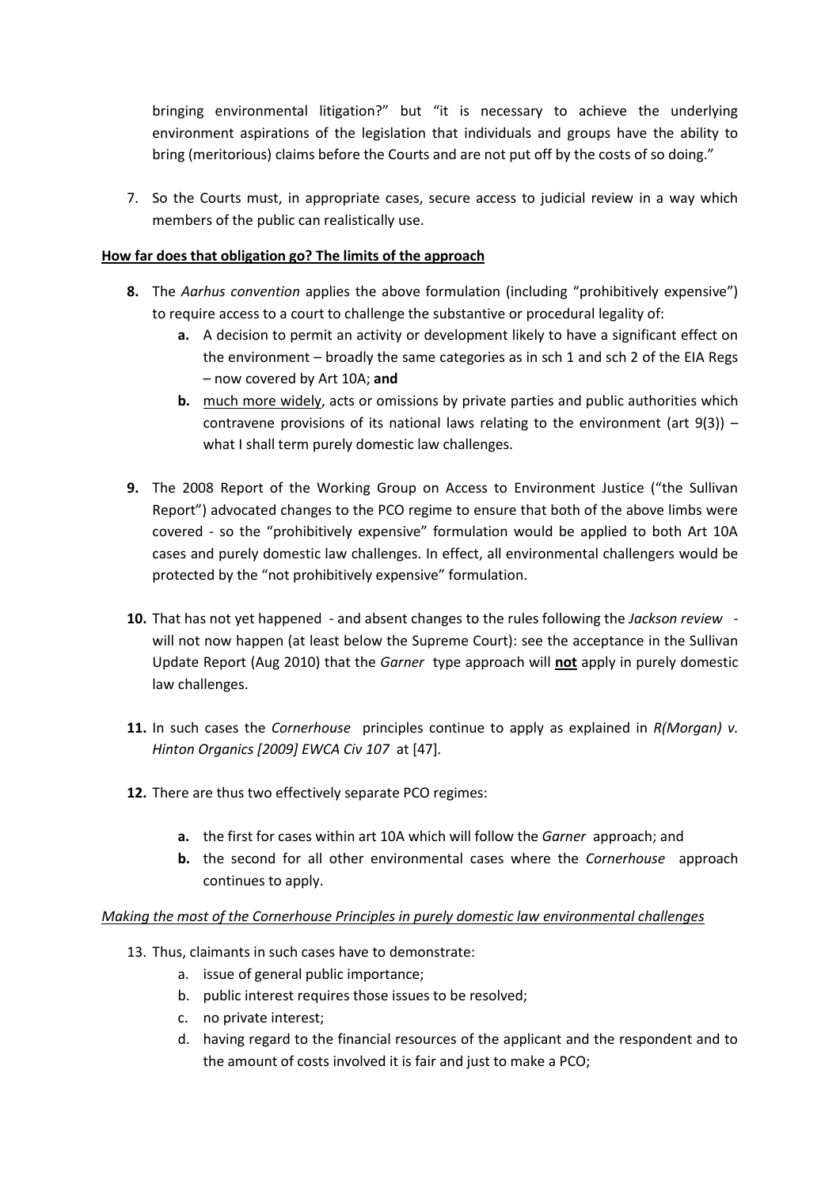bringing environmental litigation?" but "it is necessary to achieve the underlying environment aspirations of the legislation that individuals and groups have the ability to bring (meritorious) claims before the Courts and are not put off by the costs of so doing."

7. So the Courts must, in appropriate cases, secure access to judicial review in a way which members of the public can realistically use.

**How far does that obligation go? The limits of the approach**

**8.** The *Aarhus convention* applies the above formulation (including "prohibitively expensive") to require access to a court to challenge the substantive or procedural legality of:
   **a.** A decision to permit an activity or development likely to have a significant effect on the environment – broadly the same categories as in sch 1 and sch 2 of the EIA Regs – now covered by Art 10A; **and**
   **b.** much more widely, acts or omissions by private parties and public authorities which contravene provisions of its national laws relating to the environment (art 9(3)) – what I shall term purely domestic law challenges.

**9.** The 2008 Report of the Working Group on Access to Environment Justice ("the Sullivan Report") advocated changes to the PCO regime to ensure that both of the above limbs were covered - so the "prohibitively expensive" formulation would be applied to both Art 10A cases and purely domestic law challenges. In effect, all environmental challengers would be protected by the "not prohibitively expensive" formulation.

**10.** That has not yet happened - and absent changes to the rules following the *Jackson review* - will not now happen (at least below the Supreme Court): see the acceptance in the Sullivan Update Report (Aug 2010) that the *Garner* type approach will **not** apply in purely domestic law challenges.

**11.** In such cases the *Cornerhouse* principles continue to apply as explained in *R(Morgan) v. Hinton Organics [2009] EWCA Civ 107* at [47].

**12.** There are thus two effectively separate PCO regimes:

   **a.** the first for cases within art 10A which will follow the *Garner* approach; and
   **b.** the second for all other environmental cases where the *Cornerhouse* approach continues to apply.

*Making the most of the Cornerhouse Principles in purely domestic law environmental challenges*

13. Thus, claimants in such cases have to demonstrate:
   a. issue of general public importance;
   b. public interest requires those issues to be resolved;
   c. no private interest;
   d. having regard to the financial resources of the applicant and the respondent and to the amount of costs involved it is fair and just to make a PCO;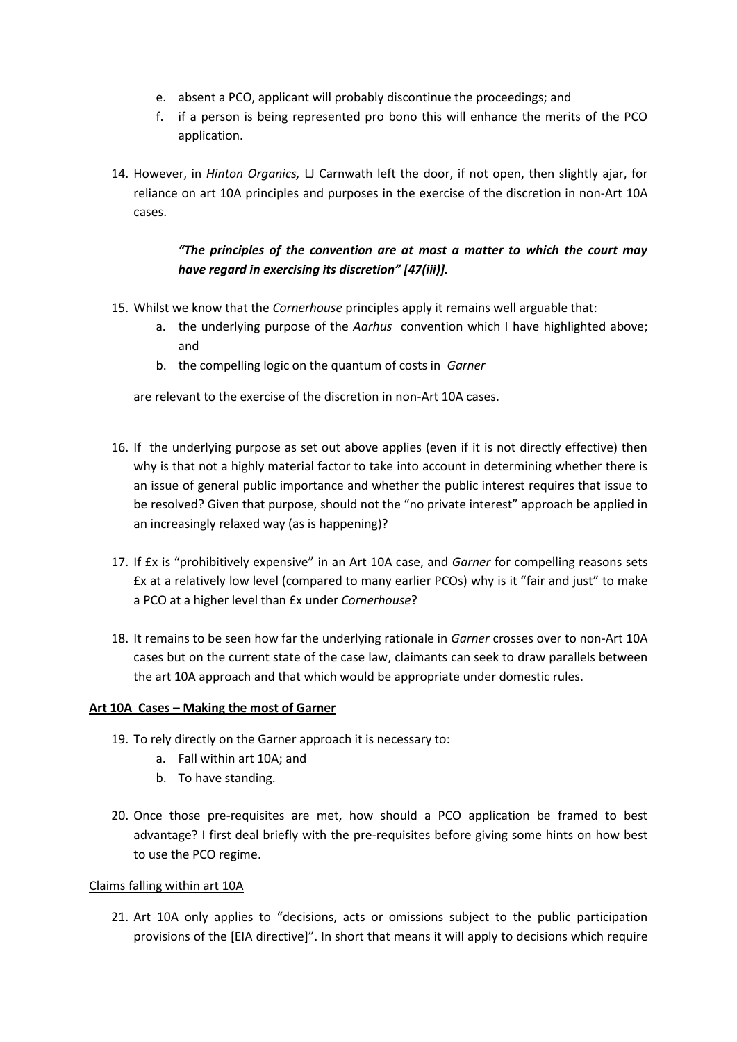e. absent a PCO, applicant will probably discontinue the proceedings; and
f. if a person is being represented pro bono this will enhance the merits of the PCO application.

14. However, in *Hinton Organics,* LJ Carnwath left the door, if not open, then slightly ajar, for reliance on art 10A principles and purposes in the exercise of the discretion in non-Art 10A cases.

> ***"The principles of the convention are at most a matter to which the court may have regard in exercising its discretion" [47(iii)].***

15. Whilst we know that the *Cornerhouse* principles apply it remains well arguable that:
    a. the underlying purpose of the *Aarhus* convention which I have highlighted above; and
    b. the compelling logic on the quantum of costs in *Garner*

    are relevant to the exercise of the discretion in non-Art 10A cases.

16. If the underlying purpose as set out above applies (even if it is not directly effective) then why is that not a highly material factor to take into account in determining whether there is an issue of general public importance and whether the public interest requires that issue to be resolved? Given that purpose, should not the "no private interest" approach be applied in an increasingly relaxed way (as is happening)?

17. If £x is "prohibitively expensive" in an Art 10A case, and *Garner* for compelling reasons sets £x at a relatively low level (compared to many earlier PCOs) why is it "fair and just" to make a PCO at a higher level than £x under *Cornerhouse*?

18. It remains to be seen how far the underlying rationale in *Garner* crosses over to non-Art 10A cases but on the current state of the case law, claimants can seek to draw parallels between the art 10A approach and that which would be appropriate under domestic rules.

**<u>Art 10A Cases – Making the most of Garner</u>**

19. To rely directly on the Garner approach it is necessary to:
    a. Fall within art 10A; and
    b. To have standing.

20. Once those pre-requisites are met, how should a PCO application be framed to best advantage? I first deal briefly with the pre-requisites before giving some hints on how best to use the PCO regime.

<u>Claims falling within art 10A</u>

21. Art 10A only applies to "decisions, acts or omissions subject to the public participation provisions of the [EIA directive]". In short that means it will apply to decisions which require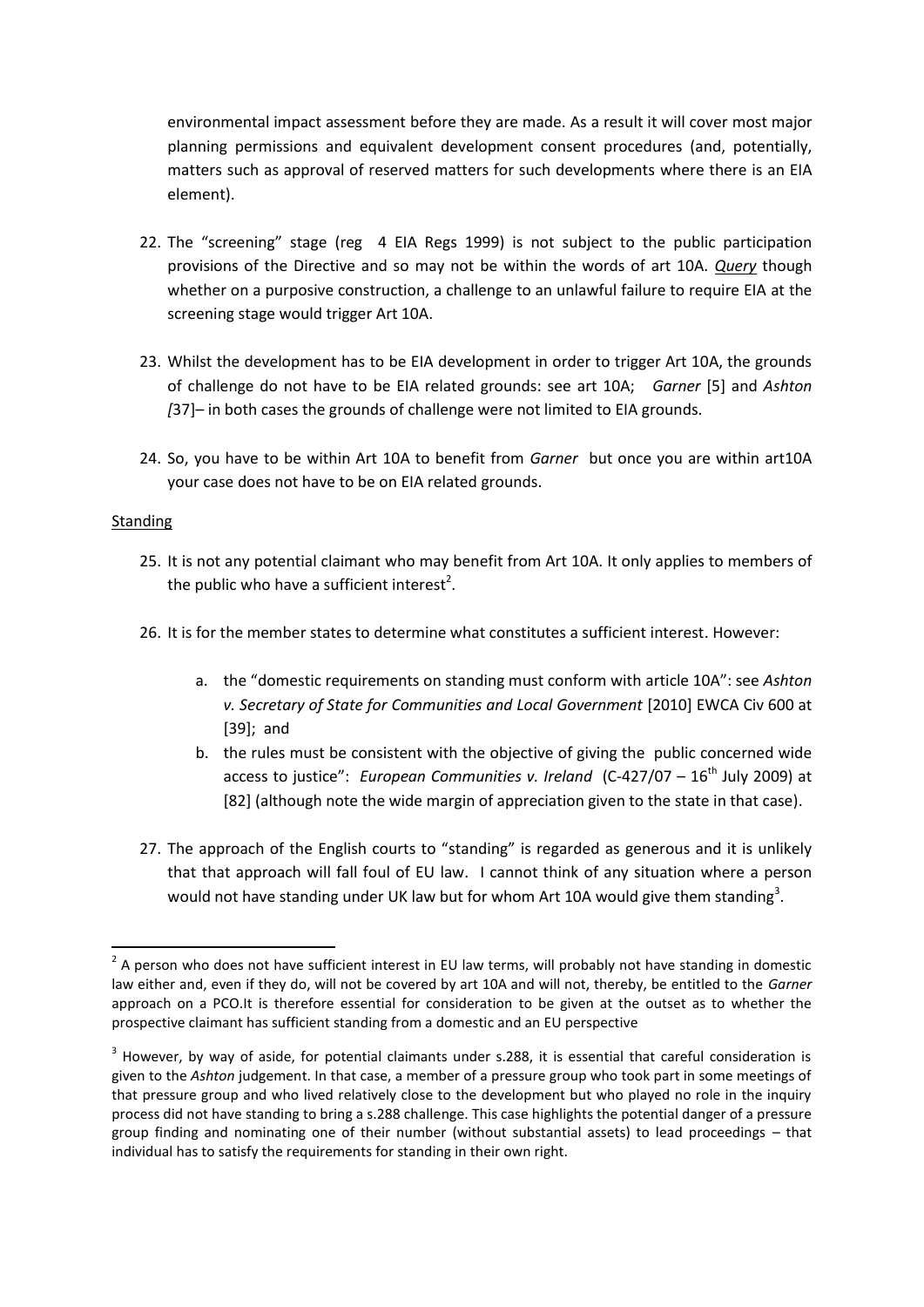environmental impact assessment before they are made. As a result it will cover most major planning permissions and equivalent development consent procedures (and, potentially, matters such as approval of reserved matters for such developments where there is an EIA element).

22. The "screening" stage (reg 4 EIA Regs 1999) is not subject to the public participation provisions of the Directive and so may not be within the words of art 10A. *Query* though whether on a purposive construction, a challenge to an unlawful failure to require EIA at the screening stage would trigger Art 10A.

23. Whilst the development has to be EIA development in order to trigger Art 10A, the grounds of challenge do not have to be EIA related grounds: see art 10A; *Garner* [5] and *Ashton [*37]– in both cases the grounds of challenge were not limited to EIA grounds.

24. So, you have to be within Art 10A to benefit from *Garner* but once you are within art10A your case does not have to be on EIA related grounds.

Standing

25. It is not any potential claimant who may benefit from Art 10A. It only applies to members of the public who have a sufficient interest[2].

26. It is for the member states to determine what constitutes a sufficient interest. However:

    a. the "domestic requirements on standing must conform with article 10A": see *Ashton v. Secretary of State for Communities and Local Government* [2010] EWCA Civ 600 at [39]; and
    b. the rules must be consistent with the objective of giving the public concerned wide access to justice": *European Communities v. Ireland* (C-427/07 – 16th July 2009) at [82] (although note the wide margin of appreciation given to the state in that case).

27. The approach of the English courts to "standing" is regarded as generous and it is unlikely that that approach will fall foul of EU law. I cannot think of any situation where a person would not have standing under UK law but for whom Art 10A would give them standing[3].

---

[2] A person who does not have sufficient interest in EU law terms, will probably not have standing in domestic law either and, even if they do, will not be covered by art 10A and will not, thereby, be entitled to the *Garner* approach on a PCO.It is therefore essential for consideration to be given at the outset as to whether the prospective claimant has sufficient standing from a domestic and an EU perspective

[3] However, by way of aside, for potential claimants under s.288, it is essential that careful consideration is given to the *Ashton* judgement. In that case, a member of a pressure group who took part in some meetings of that pressure group and who lived relatively close to the development but who played no role in the inquiry process did not have standing to bring a s.288 challenge. This case highlights the potential danger of a pressure group finding and nominating one of their number (without substantial assets) to lead proceedings – that individual has to satisfy the requirements for standing in their own right.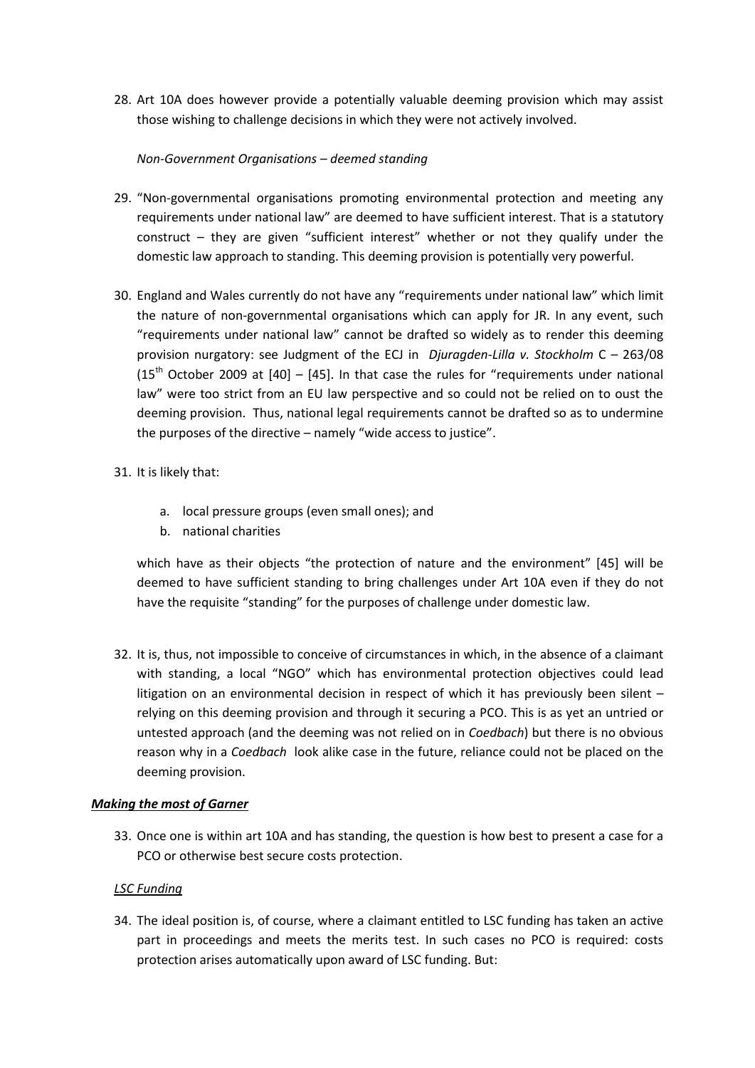28. Art 10A does however provide a potentially valuable deeming provision which may assist those wishing to challenge decisions in which they were not actively involved.

*Non-Government Organisations – deemed standing*

29. "Non-governmental organisations promoting environmental protection and meeting any requirements under national law" are deemed to have sufficient interest. That is a statutory construct – they are given "sufficient interest" whether or not they qualify under the domestic law approach to standing. This deeming provision is potentially very powerful.

30. England and Wales currently do not have any "requirements under national law" which limit the nature of non-governmental organisations which can apply for JR. In any event, such "requirements under national law" cannot be drafted so widely as to render this deeming provision nurgatory: see Judgment of the ECJ in *Djuragden-Lilla v. Stockholm* C – 263/08 (15th October 2009 at [40] – [45]. In that case the rules for "requirements under national law" were too strict from an EU law perspective and so could not be relied on to oust the deeming provision. Thus, national legal requirements cannot be drafted so as to undermine the purposes of the directive – namely "wide access to justice".

31. It is likely that:

    a. local pressure groups (even small ones); and
    b. national charities

    which have as their objects "the protection of nature and the environment" [45] will be deemed to have sufficient standing to bring challenges under Art 10A even if they do not have the requisite "standing" for the purposes of challenge under domestic law.

32. It is, thus, not impossible to conceive of circumstances in which, in the absence of a claimant with standing, a local "NGO" which has environmental protection objectives could lead litigation on an environmental decision in respect of which it has previously been silent – relying on this deeming provision and through it securing a PCO. This is as yet an untried or untested approach (and the deeming was not relied on in *Coedbach*) but there is no obvious reason why in a *Coedbach* look alike case in the future, reliance could not be placed on the deeming provision.

***Making the most of Garner***

33. Once one is within art 10A and has standing, the question is how best to present a case for a PCO or otherwise best secure costs protection.

*LSC Funding*

34. The ideal position is, of course, where a claimant entitled to LSC funding has taken an active part in proceedings and meets the merits test. In such cases no PCO is required: costs protection arises automatically upon award of LSC funding. But: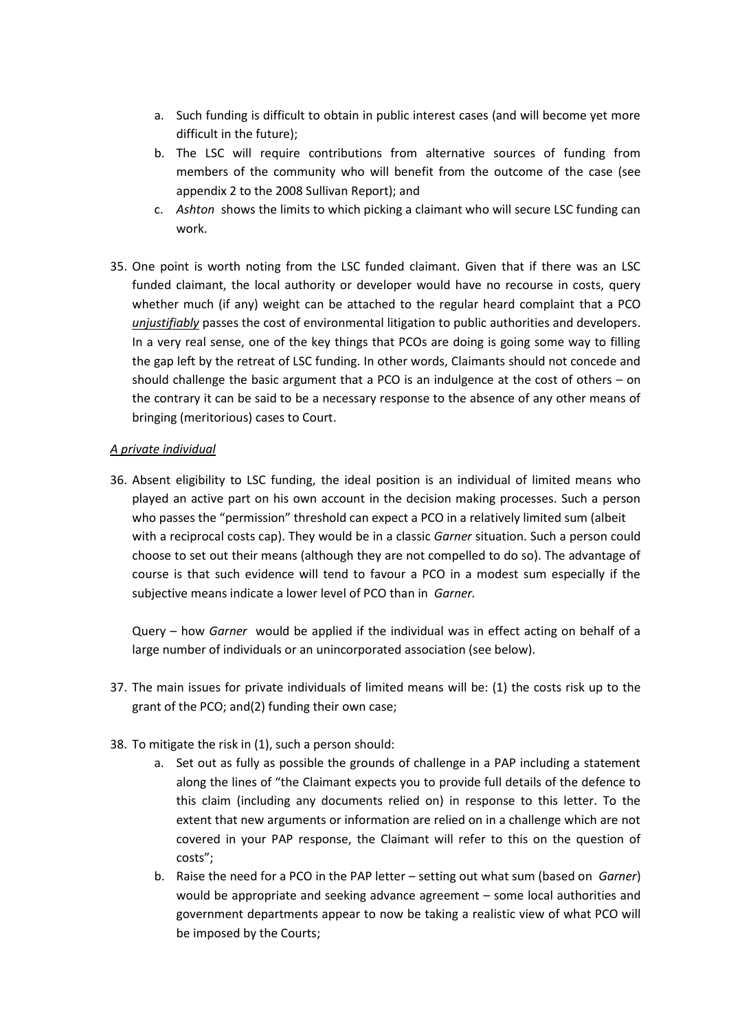a. Such funding is difficult to obtain in public interest cases (and will become yet more difficult in the future);
b. The LSC will require contributions from alternative sources of funding from members of the community who will benefit from the outcome of the case (see appendix 2 to the 2008 Sullivan Report); and
c. *Ashton* shows the limits to which picking a claimant who will secure LSC funding can work.

35. One point is worth noting from the LSC funded claimant. Given that if there was an LSC funded claimant, the local authority or developer would have no recourse in costs, query whether much (if any) weight can be attached to the regular heard complaint that a PCO *unjustifiably* passes the cost of environmental litigation to public authorities and developers. In a very real sense, one of the key things that PCOs are doing is going some way to filling the gap left by the retreat of LSC funding. In other words, Claimants should not concede and should challenge the basic argument that a PCO is an indulgence at the cost of others – on the contrary it can be said to be a necessary response to the absence of any other means of bringing (meritorious) cases to Court.

*A private individual*

36. Absent eligibility to LSC funding, the ideal position is an individual of limited means who played an active part on his own account in the decision making processes. Such a person who passes the "permission" threshold can expect a PCO in a relatively limited sum (albeit with a reciprocal costs cap). They would be in a classic *Garner* situation. Such a person could choose to set out their means (although they are not compelled to do so). The advantage of course is that such evidence will tend to favour a PCO in a modest sum especially if the subjective means indicate a lower level of PCO than in *Garner.*

    Query – how *Garner* would be applied if the individual was in effect acting on behalf of a large number of individuals or an unincorporated association (see below).

37. The main issues for private individuals of limited means will be: (1) the costs risk up to the grant of the PCO; and(2) funding their own case;

38. To mitigate the risk in (1), such a person should:
    a. Set out as fully as possible the grounds of challenge in a PAP including a statement along the lines of "the Claimant expects you to provide full details of the defence to this claim (including any documents relied on) in response to this letter. To the extent that new arguments or information are relied on in a challenge which are not covered in your PAP response, the Claimant will refer to this on the question of costs";
    b. Raise the need for a PCO in the PAP letter – setting out what sum (based on *Garner*) would be appropriate and seeking advance agreement – some local authorities and government departments appear to now be taking a realistic view of what PCO will be imposed by the Courts;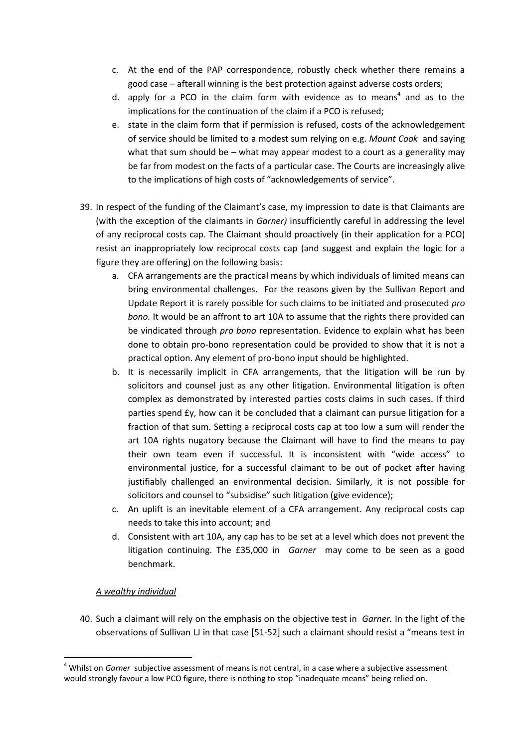c. At the end of the PAP correspondence, robustly check whether there remains a good case – afterall winning is the best protection against adverse costs orders;

d. apply for a PCO in the claim form with evidence as to means[4] and as to the implications for the continuation of the claim if a PCO is refused;

e. state in the claim form that if permission is refused, costs of the acknowledgement of service should be limited to a modest sum relying on e.g. *Mount Cook* and saying what that sum should be – what may appear modest to a court as a generality may be far from modest on the facts of a particular case. The Courts are increasingly alive to the implications of high costs of "acknowledgements of service".

39. In respect of the funding of the Claimant's case, my impression to date is that Claimants are (with the exception of the claimants in *Garner)* insufficiently careful in addressing the level of any reciprocal costs cap. The Claimant should proactively (in their application for a PCO) resist an inappropriately low reciprocal costs cap (and suggest and explain the logic for a figure they are offering) on the following basis:

    a. CFA arrangements are the practical means by which individuals of limited means can bring environmental challenges. For the reasons given by the Sullivan Report and Update Report it is rarely possible for such claims to be initiated and prosecuted *pro bono.* It would be an affront to art 10A to assume that the rights there provided can be vindicated through *pro bono* representation. Evidence to explain what has been done to obtain pro-bono representation could be provided to show that it is not a practical option. Any element of pro-bono input should be highlighted.

    b. It is necessarily implicit in CFA arrangements, that the litigation will be run by solicitors and counsel just as any other litigation. Environmental litigation is often complex as demonstrated by interested parties costs claims in such cases. If third parties spend £y, how can it be concluded that a claimant can pursue litigation for a fraction of that sum. Setting a reciprocal costs cap at too low a sum will render the art 10A rights nugatory because the Claimant will have to find the means to pay their own team even if successful. It is inconsistent with "wide access" to environmental justice, for a successful claimant to be out of pocket after having justifiably challenged an environmental decision. Similarly, it is not possible for solicitors and counsel to "subsidise" such litigation (give evidence);

    c. An uplift is an inevitable element of a CFA arrangement. Any reciprocal costs cap needs to take this into account; and

    d. Consistent with art 10A, any cap has to be set at a level which does not prevent the litigation continuing. The £35,000 in *Garner* may come to be seen as a good benchmark.

*A wealthy individual*

40. Such a claimant will rely on the emphasis on the objective test in *Garner.* In the light of the observations of Sullivan LJ in that case [51-52] such a claimant should resist a "means test in

---

[4] Whilst on *Garner* subjective assessment of means is not central, in a case where a subjective assessment would strongly favour a low PCO figure, there is nothing to stop "inadequate means" being relied on.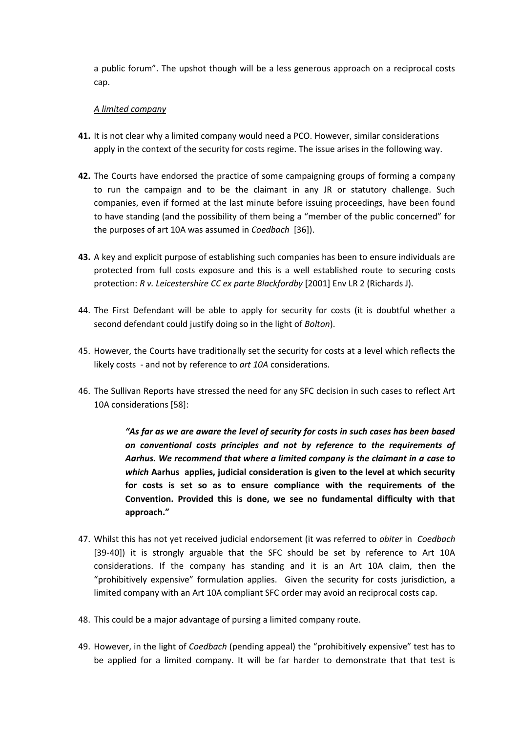a public forum". The upshot though will be a less generous approach on a reciprocal costs cap.

*A limited company*

**41.** It is not clear why a limited company would need a PCO. However, similar considerations apply in the context of the security for costs regime. The issue arises in the following way.

**42.** The Courts have endorsed the practice of some campaigning groups of forming a company to run the campaign and to be the claimant in any JR or statutory challenge. Such companies, even if formed at the last minute before issuing proceedings, have been found to have standing (and the possibility of them being a "member of the public concerned" for the purposes of art 10A was assumed in *Coedbach* [36]).

**43.** A key and explicit purpose of establishing such companies has been to ensure individuals are protected from full costs exposure and this is a well established route to securing costs protection: *R v. Leicestershire CC ex parte Blackfordby* [2001] Env LR 2 (Richards J).

44. The First Defendant will be able to apply for security for costs (it is doubtful whether a second defendant could justify doing so in the light of *Bolton*).

45. However, the Courts have traditionally set the security for costs at a level which reflects the likely costs - and not by reference to *art 10A* considerations.

46. The Sullivan Reports have stressed the need for any SFC decision in such cases to reflect Art 10A considerations [58]:

> ***"As far as we are aware the level of security for costs in such cases has been based on conventional costs principles and not by reference to the requirements of Aarhus. We recommend that where a limited company is the claimant in a case to which* Aarhus applies, judicial consideration is given to the level at which security for costs is set so as to ensure compliance with the requirements of the Convention. Provided this is done, we see no fundamental difficulty with that approach."**

47. Whilst this has not yet received judicial endorsement (it was referred to *obiter* in *Coedbach* [39-40]) it is strongly arguable that the SFC should be set by reference to Art 10A considerations. If the company has standing and it is an Art 10A claim, then the "prohibitively expensive" formulation applies. Given the security for costs jurisdiction, a limited company with an Art 10A compliant SFC order may avoid an reciprocal costs cap.

48. This could be a major advantage of pursing a limited company route.

49. However, in the light of *Coedbach* (pending appeal) the "prohibitively expensive" test has to be applied for a limited company. It will be far harder to demonstrate that that test is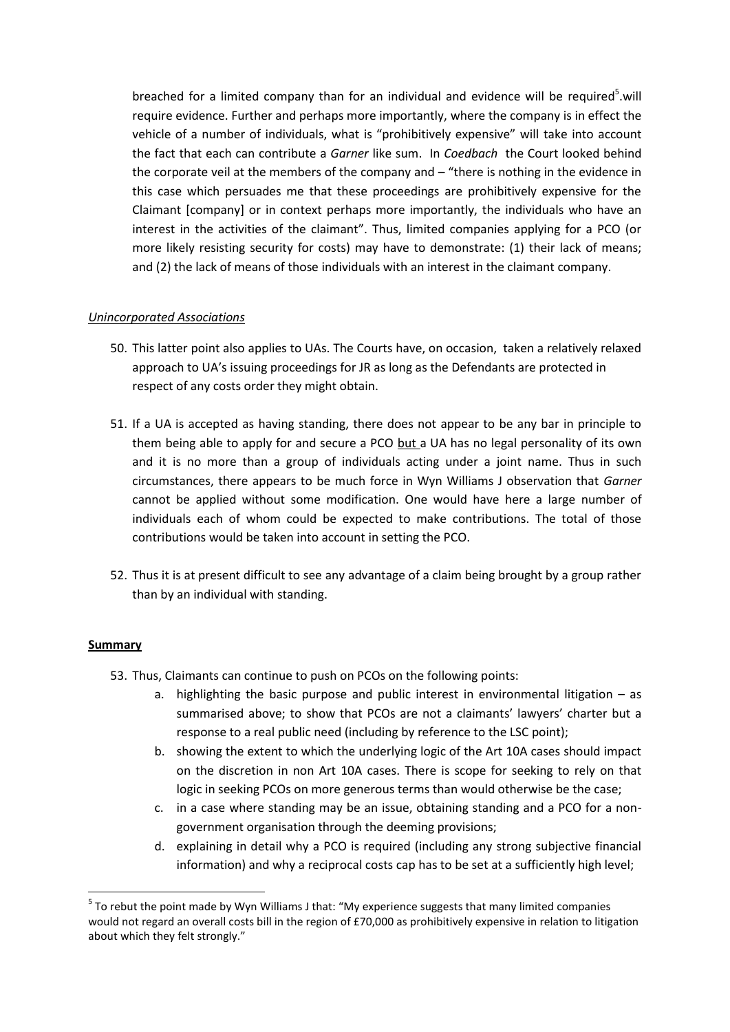breached for a limited company than for an individual and evidence will be required[5].will require evidence. Further and perhaps more importantly, where the company is in effect the vehicle of a number of individuals, what is "prohibitively expensive" will take into account the fact that each can contribute a *Garner* like sum. In *Coedbach* the Court looked behind the corporate veil at the members of the company and – "there is nothing in the evidence in this case which persuades me that these proceedings are prohibitively expensive for the Claimant [company] or in context perhaps more importantly, the individuals who have an interest in the activities of the claimant". Thus, limited companies applying for a PCO (or more likely resisting security for costs) may have to demonstrate: (1) their lack of means; and (2) the lack of means of those individuals with an interest in the claimant company.

*Unincorporated Associations*

50. This latter point also applies to UAs. The Courts have, on occasion, taken a relatively relaxed approach to UA's issuing proceedings for JR as long as the Defendants are protected in respect of any costs order they might obtain.

51. If a UA is accepted as having standing, there does not appear to be any bar in principle to them being able to apply for and secure a PCO <u>but</u> a UA has no legal personality of its own and it is no more than a group of individuals acting under a joint name. Thus in such circumstances, there appears to be much force in Wyn Williams J observation that *Garner* cannot be applied without some modification. One would have here a large number of individuals each of whom could be expected to make contributions. The total of those contributions would be taken into account in setting the PCO.

52. Thus it is at present difficult to see any advantage of a claim being brought by a group rather than by an individual with standing.

**Summary**

53. Thus, Claimants can continue to push on PCOs on the following points:
    a. highlighting the basic purpose and public interest in environmental litigation – as summarised above; to show that PCOs are not a claimants' lawyers' charter but a response to a real public need (including by reference to the LSC point);
    b. showing the extent to which the underlying logic of the Art 10A cases should impact on the discretion in non Art 10A cases. There is scope for seeking to rely on that logic in seeking PCOs on more generous terms than would otherwise be the case;
    c. in a case where standing may be an issue, obtaining standing and a PCO for a non-government organisation through the deeming provisions;
    d. explaining in detail why a PCO is required (including any strong subjective financial information) and why a reciprocal costs cap has to be set at a sufficiently high level;

[5] To rebut the point made by Wyn Williams J that: "My experience suggests that many limited companies would not regard an overall costs bill in the region of £70,000 as prohibitively expensive in relation to litigation about which they felt strongly."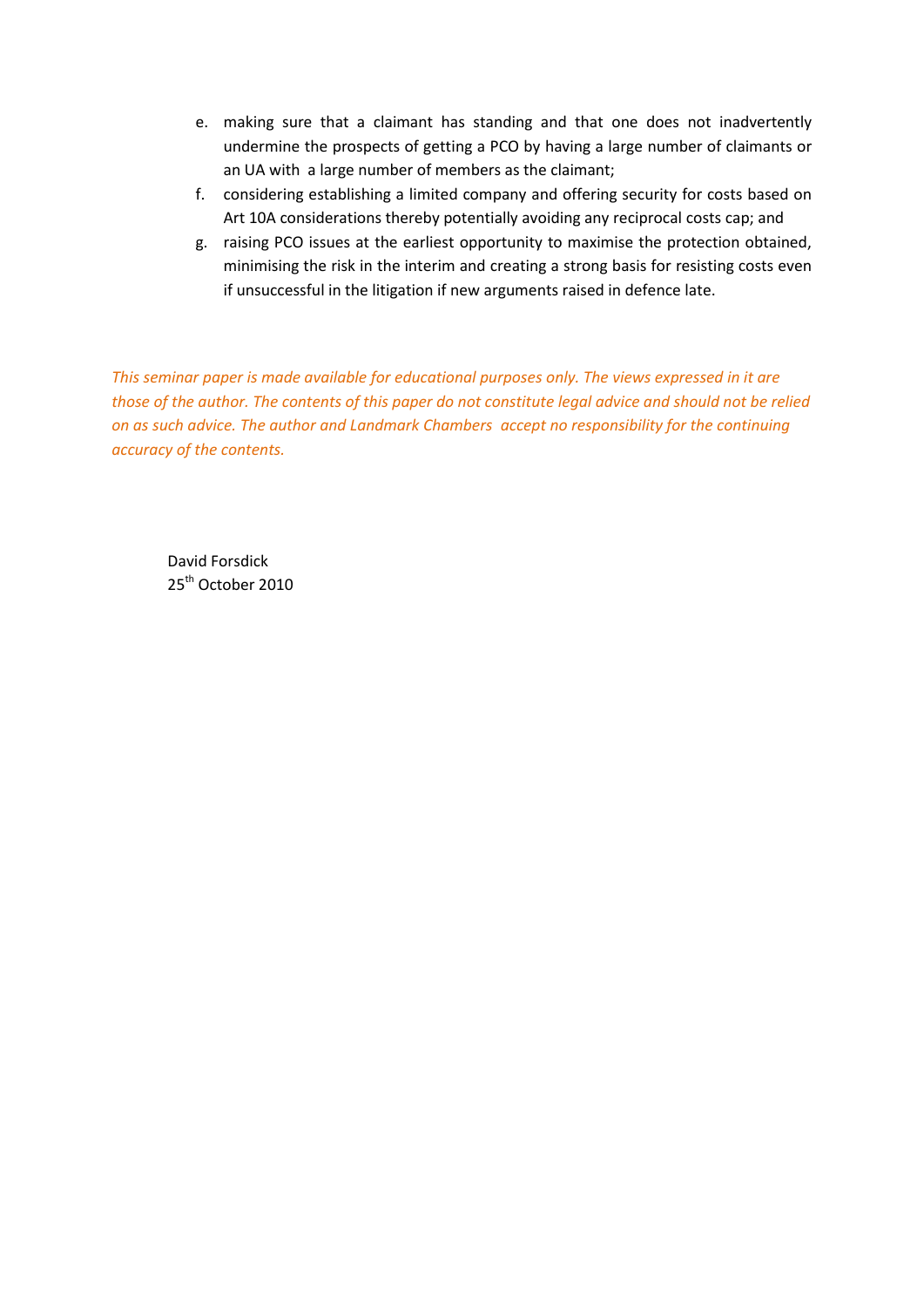e. making sure that a claimant has standing and that one does not inadvertently undermine the prospects of getting a PCO by having a large number of claimants or an UA with a large number of members as the claimant;
f. considering establishing a limited company and offering security for costs based on Art 10A considerations thereby potentially avoiding any reciprocal costs cap; and
g. raising PCO issues at the earliest opportunity to maximise the protection obtained, minimising the risk in the interim and creating a strong basis for resisting costs even if unsuccessful in the litigation if new arguments raised in defence late.

*This seminar paper is made available for educational purposes only. The views expressed in it are those of the author. The contents of this paper do not constitute legal advice and should not be relied on as such advice. The author and Landmark Chambers accept no responsibility for the continuing accuracy of the contents.*

David Forsdick
25th October 2010